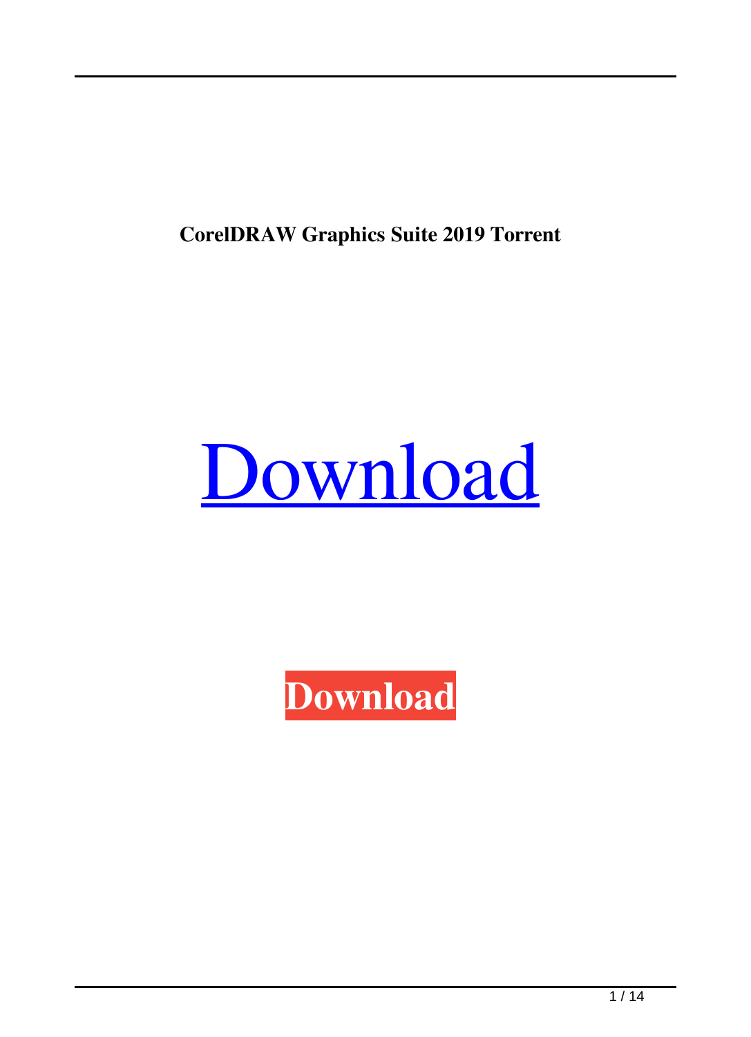**CorelDRAW Graphics Suite 2019 Torrent**

Download

**Download**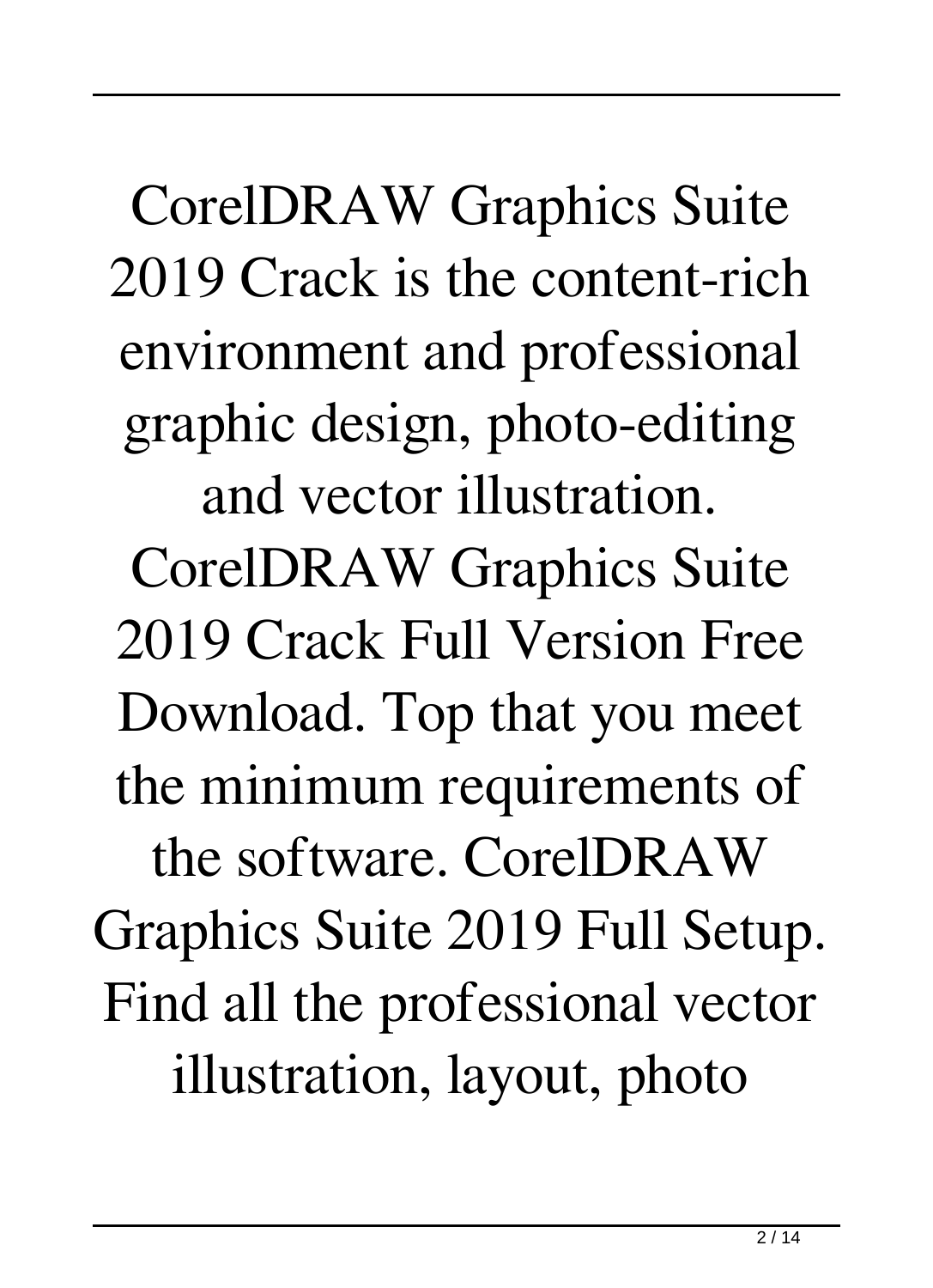CorelDRAW Graphics Suite 2019 Crack is the content-rich environment and professional graphic design, photo-editing and vector illustration. CorelDRAW Graphics Suite 2019 Crack Full Version Free Download. Top that you meet the minimum requirements of the software. CorelDRAW Graphics Suite 2019 Full Setup. Find all the professional vector illustration, layout, photo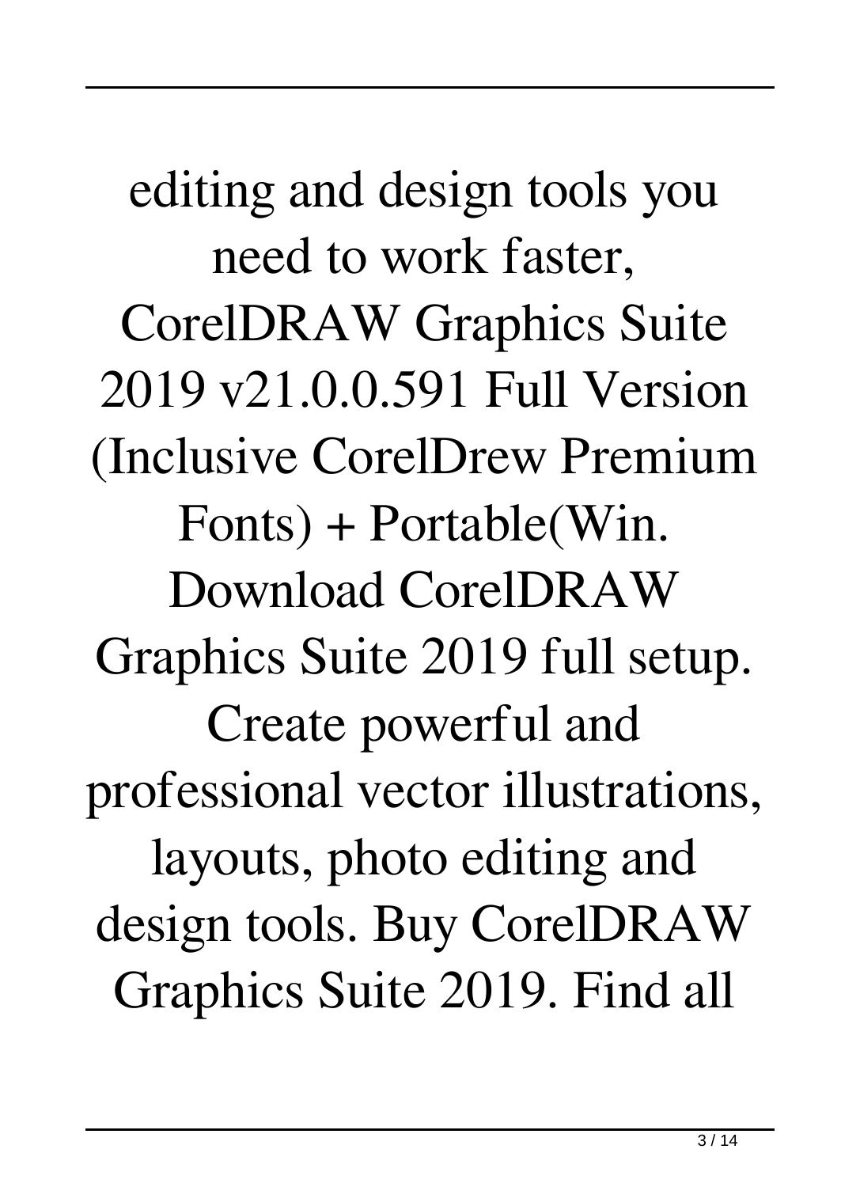editing and design tools you need to work faster, CorelDRAW Graphics Suite 2019 v21.0.0.591 Full Version (Inclusive CorelDrew Premium Fonts) + Portable(Win. Download CorelDRAW Graphics Suite 2019 full setup. Create powerful and professional vector illustrations, layouts, photo editing and design tools. Buy CorelDRAW Graphics Suite 2019. Find all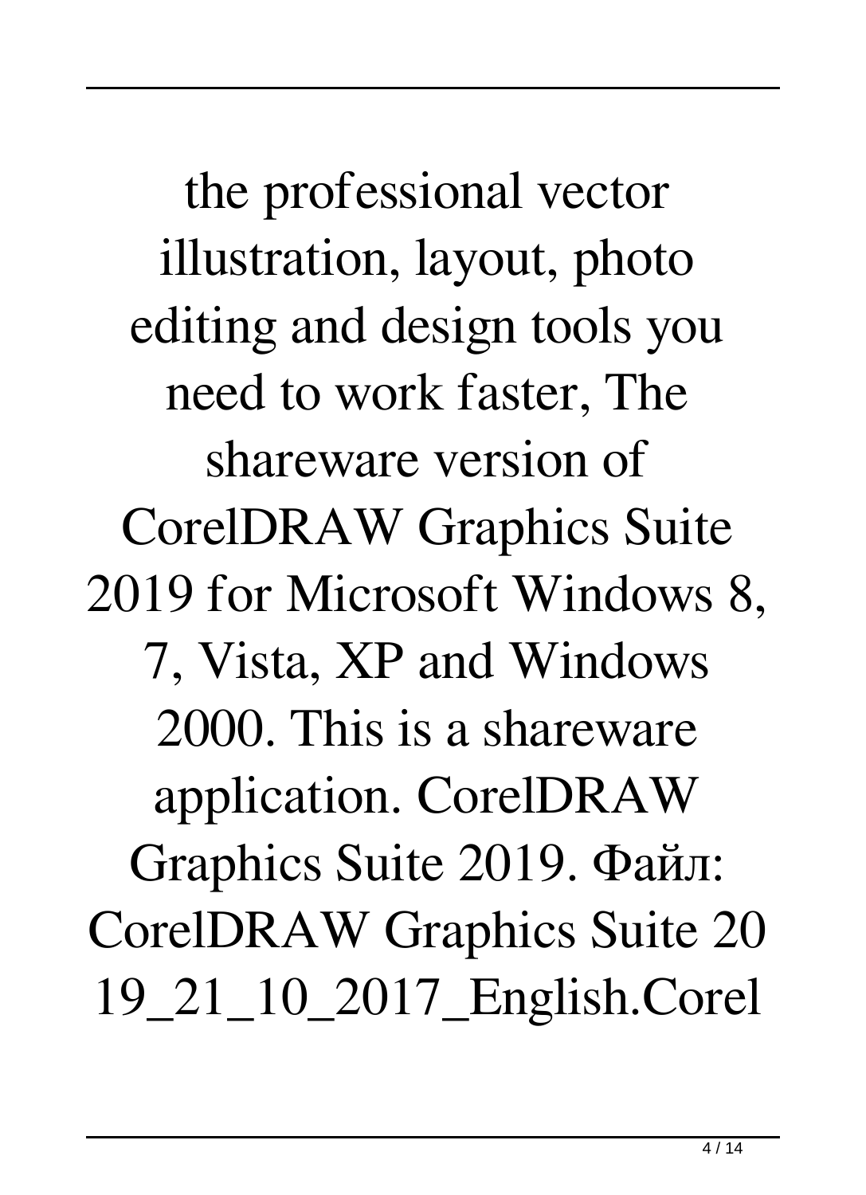the professional vector illustration, layout, photo editing and design tools you need to work faster, The shareware version of CorelDRAW Graphics Suite 2019 for Microsoft Windows 8, 7, Vista, XP and Windows 2000. This is a shareware application. CorelDRAW Graphics Suite 2019. Файл: CorelDRAW Graphics Suite 2019_21_10_2017_English.Corel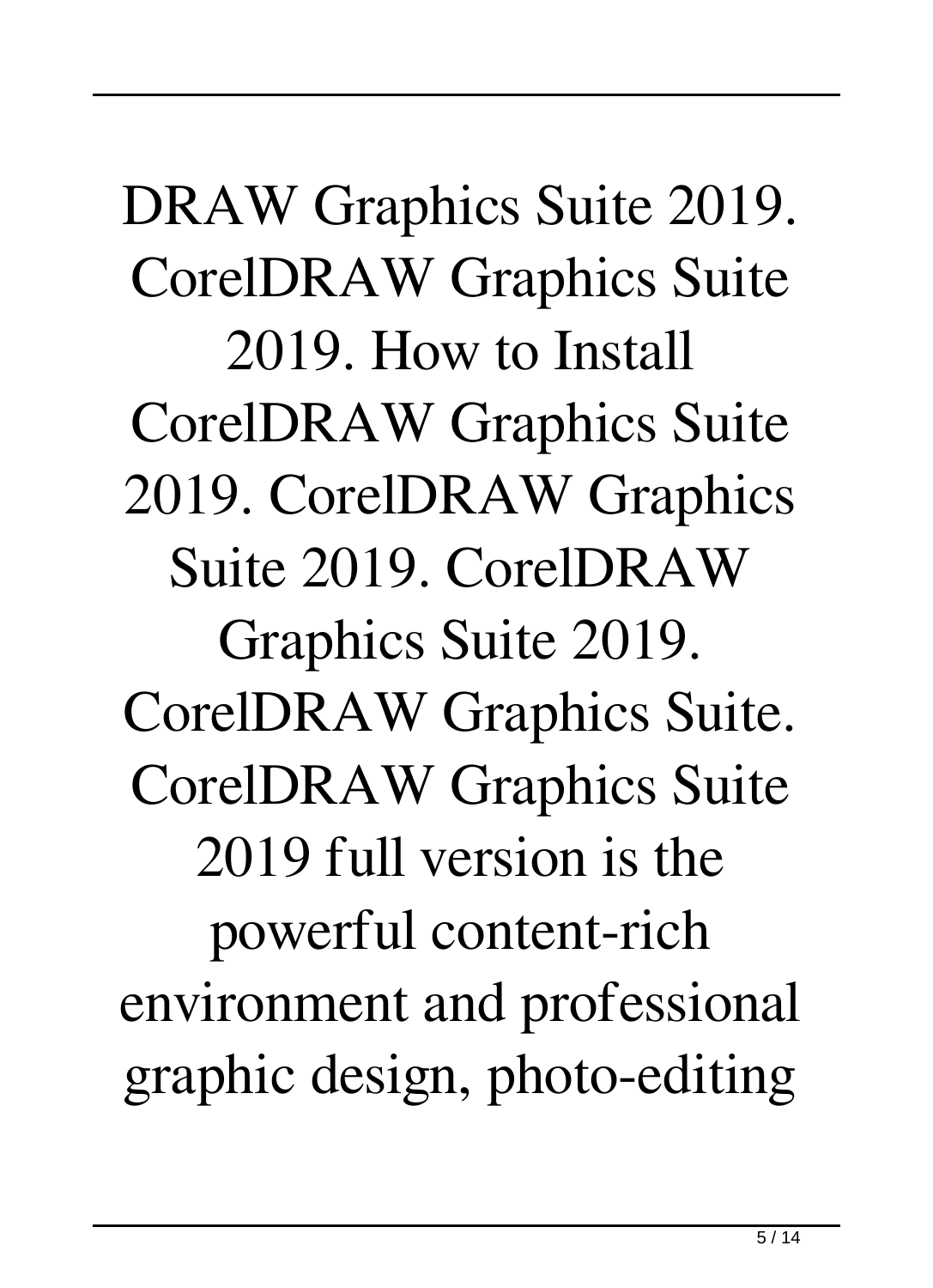DRAW Graphics Suite 2019. CorelDRAW Graphics Suite 2019. How to Install CorelDRAW Graphics Suite 2019. CorelDRAW Graphics Suite 2019. CorelDRAW Graphics Suite 2019. CorelDRAW Graphics Suite. CorelDRAW Graphics Suite 2019 full version is the powerful content-rich environment and professional graphic design, photo-editing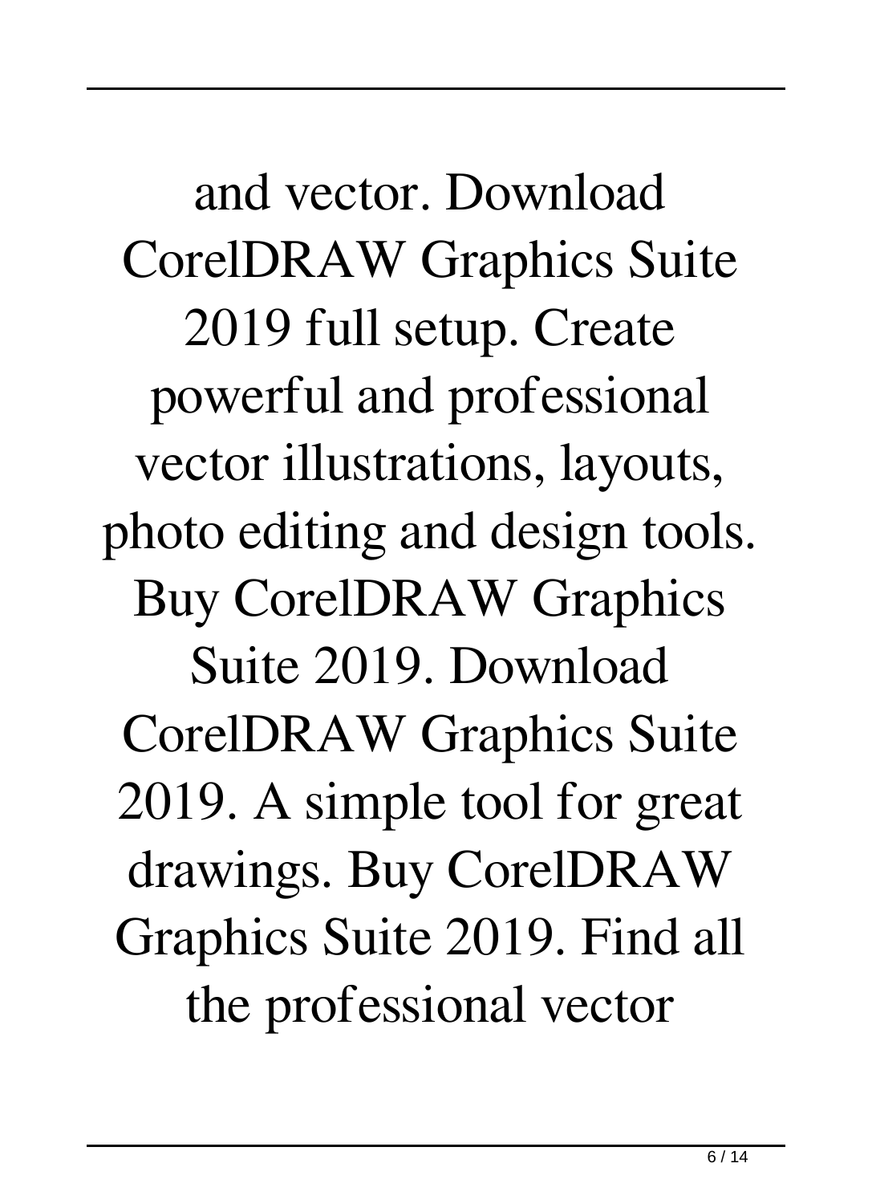and vector. Download CorelDRAW Graphics Suite 2019 full setup. Create powerful and professional vector illustrations, layouts, photo editing and design tools. Buy CorelDRAW Graphics Suite 2019. Download CorelDRAW Graphics Suite 2019. A simple tool for great drawings. Buy CorelDRAW Graphics Suite 2019. Find all the professional vector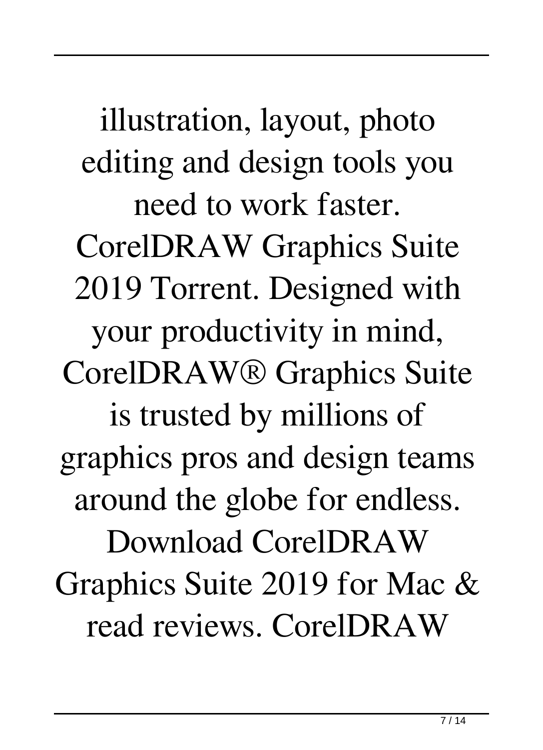illustration, layout, photo editing and design tools you need to work faster. CorelDRAW Graphics Suite 2019 Torrent. Designed with your productivity in mind, CorelDRAW® Graphics Suite is trusted by millions of graphics pros and design teams around the globe for endless. Download CorelDRAW Graphics Suite 2019 for Mac & read reviews. CorelDRAW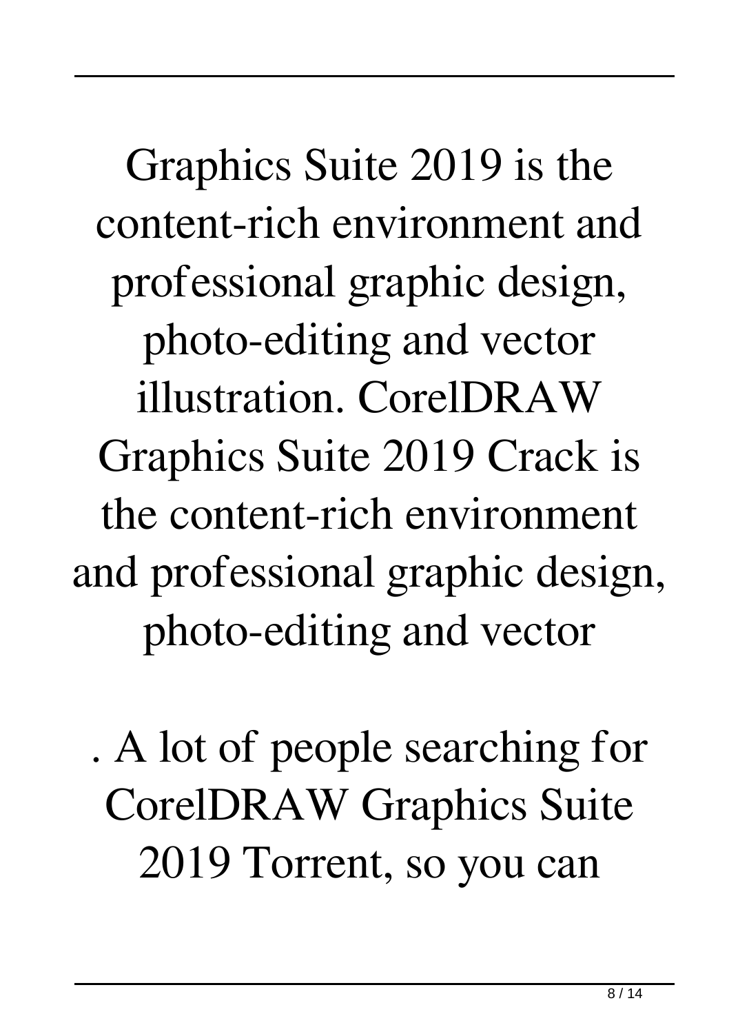Graphics Suite 2019 is the content-rich environment and professional graphic design, photo-editing and vector illustration. CorelDRAW Graphics Suite 2019 Crack is the content-rich environment and professional graphic design, photo-editing and vector

. A lot of people searching for CorelDRAW Graphics Suite 2019 Torrent, so you can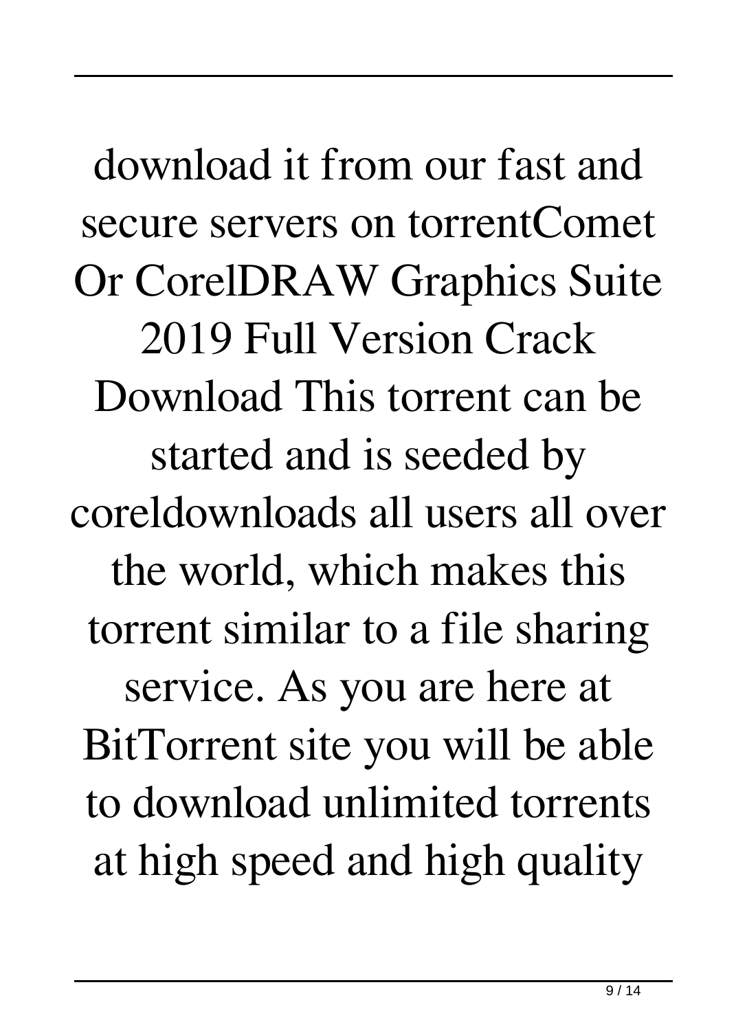download it from our fast and secure servers on torrentComet Or CorelDRAW Graphics Suite 2019 Full Version Crack Download This torrent can be started and is seeded by coreldownloads all users all over the world, which makes this torrent similar to a file sharing service. As you are here at BitTorrent site you will be able to download unlimited torrents at high speed and high quality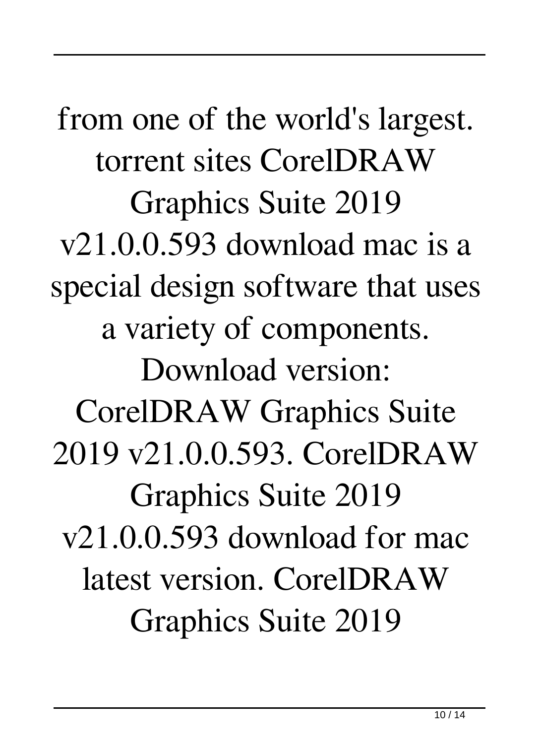from one of the world's largest. torrent sites CorelDRAW Graphics Suite 2019 v21.0.0.593 download mac is a special design software that uses a variety of components. Download version: CorelDRAW Graphics Suite 2019 v21.0.0.593. CorelDRAW Graphics Suite 2019 v21.0.0.593 download for mac latest version. CorelDRAW Graphics Suite 2019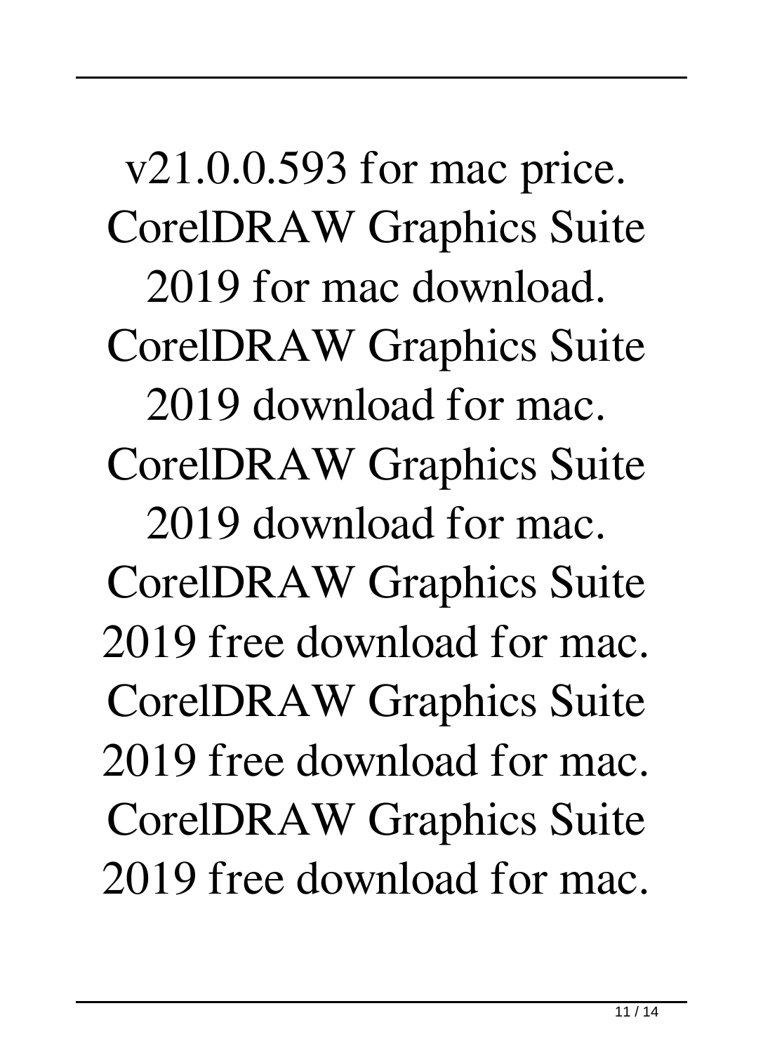v21.0.0.593 for mac price. CorelDRAW Graphics Suite 2019 for mac download. CorelDRAW Graphics Suite 2019 download for mac. CorelDRAW Graphics Suite 2019 download for mac. CorelDRAW Graphics Suite 2019 free download for mac. CorelDRAW Graphics Suite 2019 free download for mac. CorelDRAW Graphics Suite 2019 free download for mac.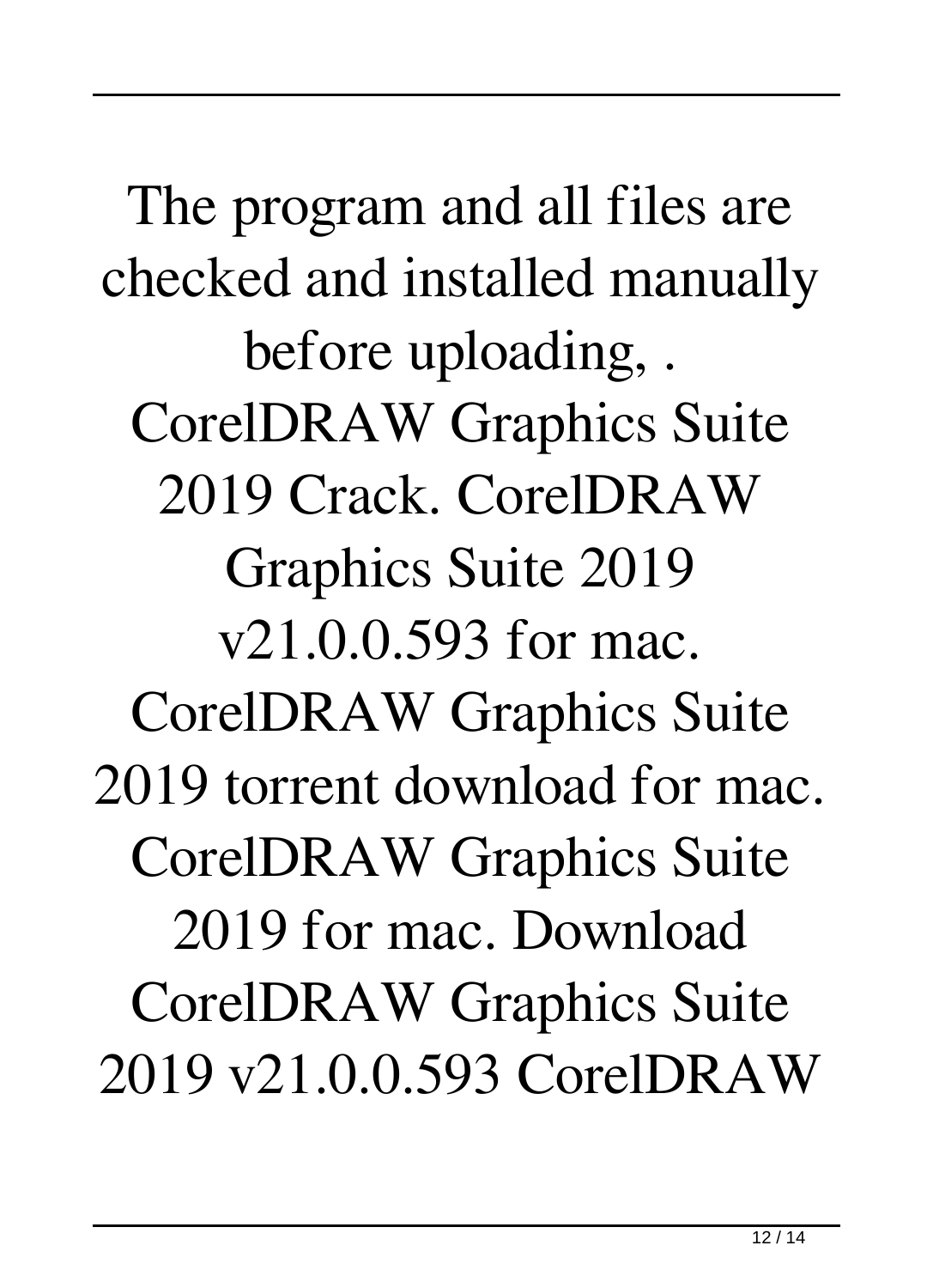The program and all files are checked and installed manually before uploading, . CorelDRAW Graphics Suite 2019 Crack. CorelDRAW Graphics Suite 2019 v21.0.0.593 for mac. CorelDRAW Graphics Suite 2019 torrent download for mac. CorelDRAW Graphics Suite 2019 for mac. Download CorelDRAW Graphics Suite 2019 v21.0.0.593 CorelDRAW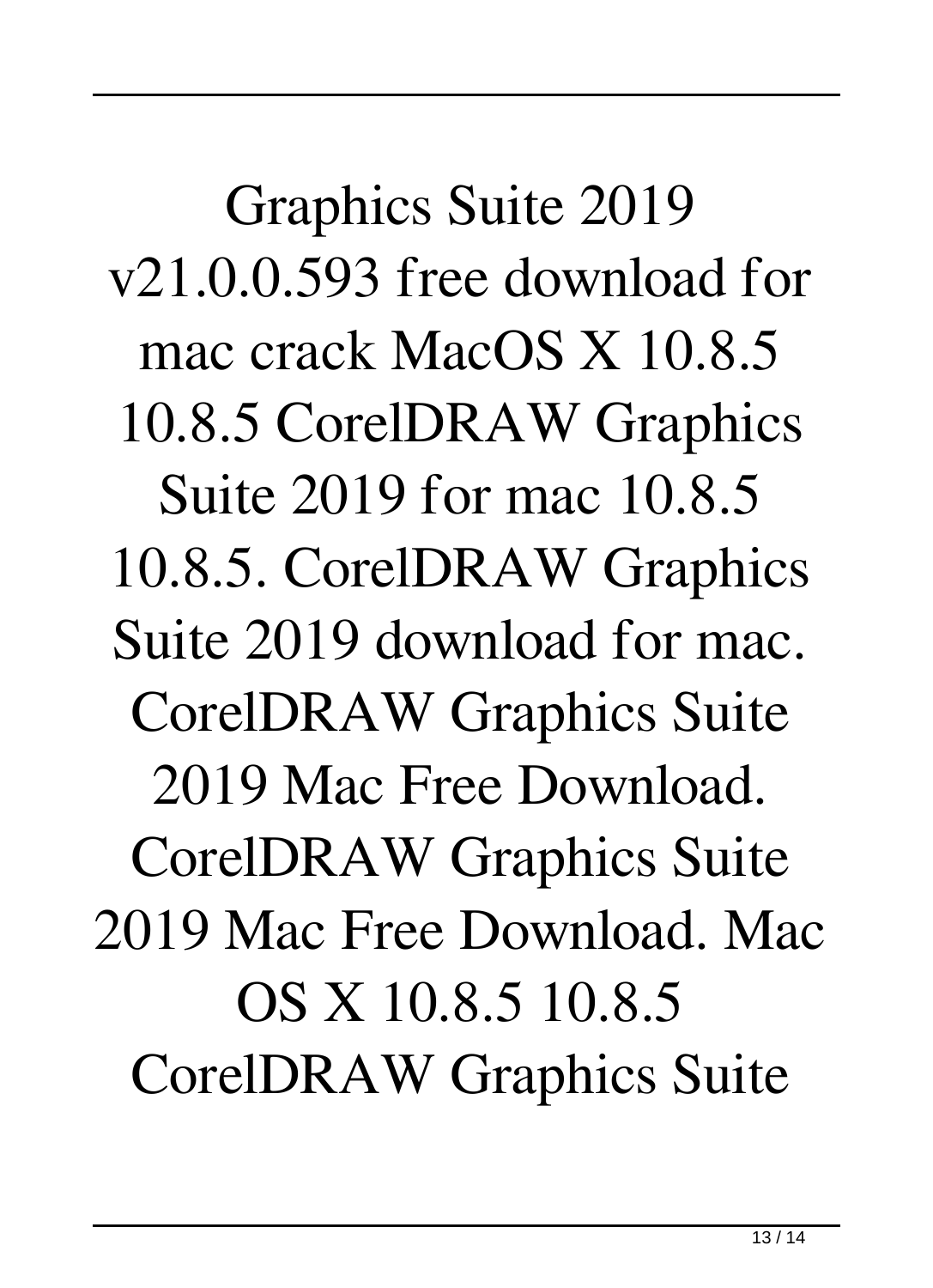Graphics Suite 2019 v21.0.0.593 free download for mac crack MacOS X 10.8.5 10.8.5 CorelDRAW Graphics Suite 2019 for mac 10.8.5 10.8.5. CorelDRAW Graphics Suite 2019 download for mac. CorelDRAW Graphics Suite 2019 Mac Free Download. CorelDRAW Graphics Suite 2019 Mac Free Download. Mac OS X 10.8.5 10.8.5 CorelDRAW Graphics Suite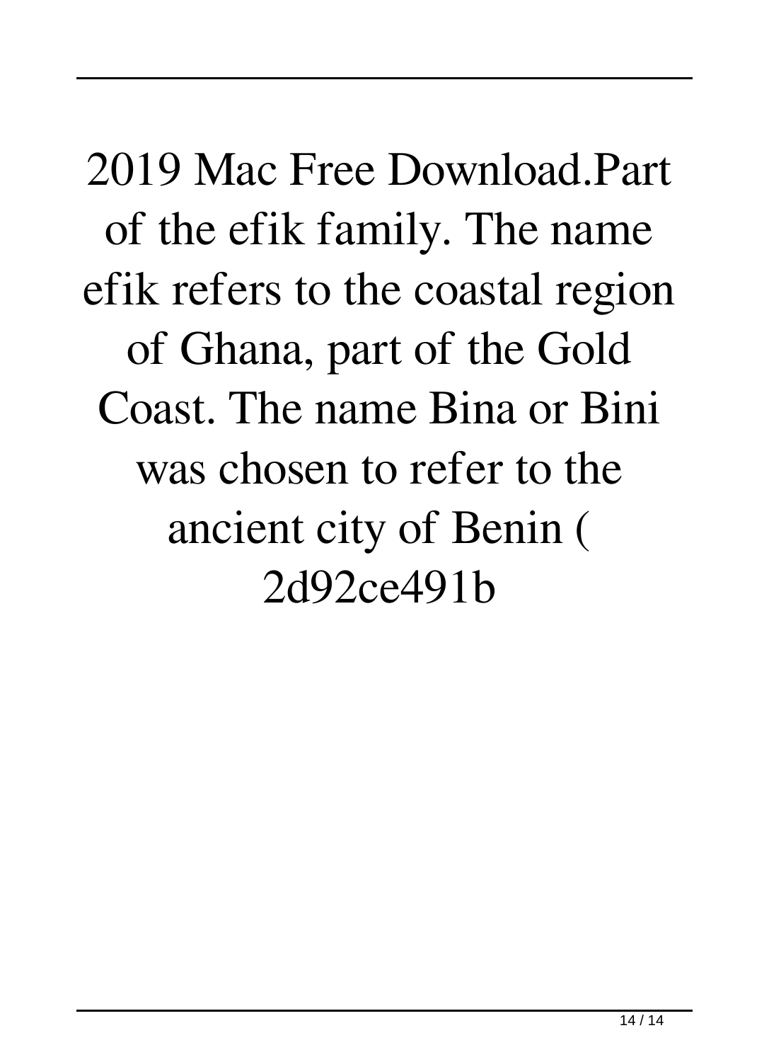2019 Mac Free Download.Part of the efik family. The name efik refers to the coastal region of Ghana, part of the Gold Coast. The name Bina or Bini was chosen to refer to the ancient city of Benin ( 2d92ce491b